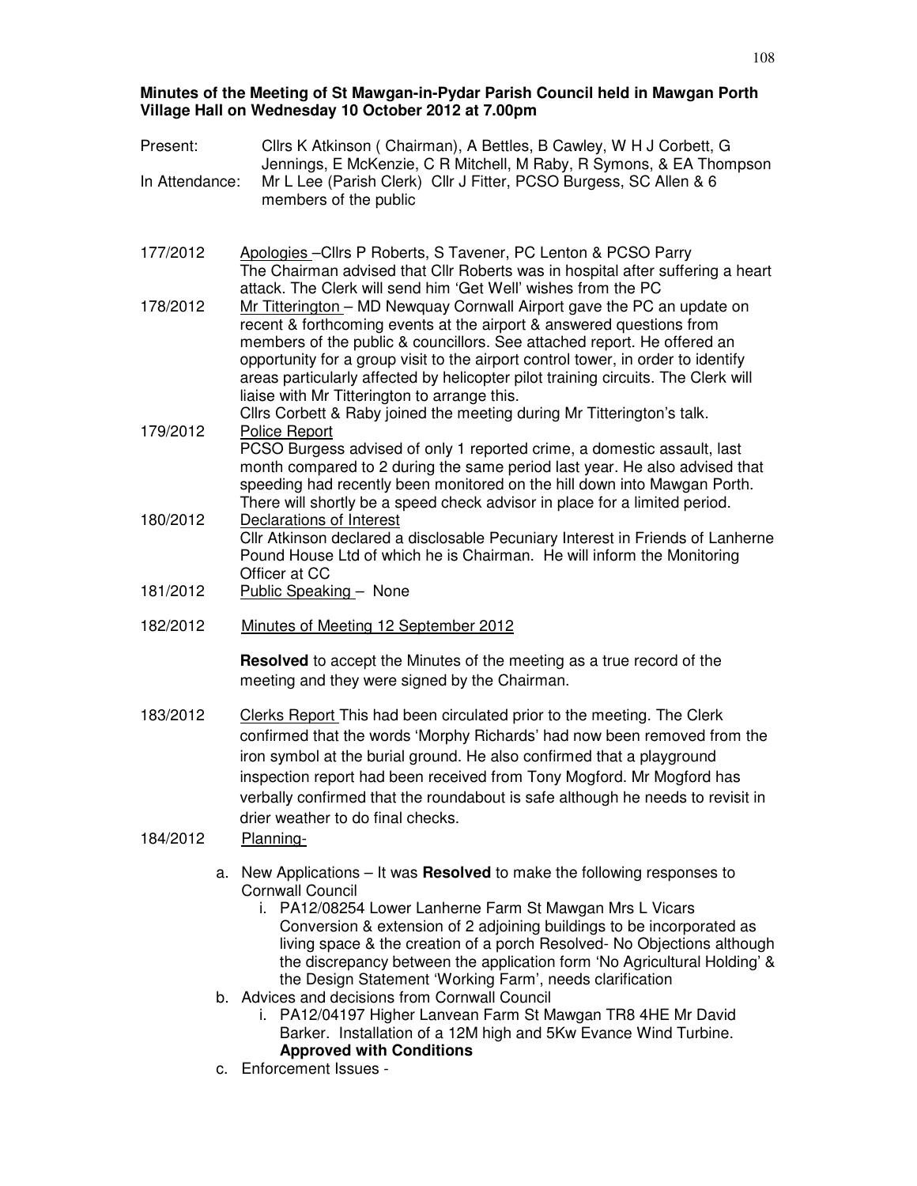**Minutes of the Meeting of St Mawgan-in-Pydar Parish Council held in Mawgan Porth Village Hall on Wednesday 10 October 2012 at 7.00pm**

Present: Cllrs K Atkinson ( Chairman), A Bettles, B Cawley, W H J Corbett, G Jennings, E McKenzie, C R Mitchell, M Raby, R Symons, & EA Thompson

In Attendance: Mr L Lee (Parish Clerk) Cllr J Fitter, PCSO Burgess, SC Allen & 6 members of the public

177/2012 Apologies –Cllrs P Roberts, S Tavener, PC Lenton & PCSO Parry
The Chairman advised that Cllr Roberts was in hospital after suffering a heart attack. The Clerk will send him 'Get Well' wishes from the PC

178/2012 Mr Titterington – MD Newquay Cornwall Airport gave the PC an update on recent & forthcoming events at the airport & answered questions from members of the public & councillors. See attached report. He offered an opportunity for a group visit to the airport control tower, in order to identify areas particularly affected by helicopter pilot training circuits. The Clerk will liaise with Mr Titterington to arrange this.
Cllrs Corbett & Raby joined the meeting during Mr Titterington's talk.

179/2012 Police Report
PCSO Burgess advised of only 1 reported crime, a domestic assault, last month compared to 2 during the same period last year. He also advised that speeding had recently been monitored on the hill down into Mawgan Porth. There will shortly be a speed check advisor in place for a limited period.

180/2012 Declarations of Interest
Cllr Atkinson declared a disclosable Pecuniary Interest in Friends of Lanherne Pound House Ltd of which he is Chairman. He will inform the Monitoring Officer at CC

181/2012 Public Speaking – None

182/2012 Minutes of Meeting 12 September 2012

**Resolved** to accept the Minutes of the meeting as a true record of the meeting and they were signed by the Chairman.

183/2012 Clerks Report This had been circulated prior to the meeting. The Clerk confirmed that the words 'Morphy Richards' had now been removed from the iron symbol at the burial ground. He also confirmed that a playground inspection report had been received from Tony Mogford. Mr Mogford has verbally confirmed that the roundabout is safe although he needs to revisit in drier weather to do final checks.

184/2012 Planning-

a. New Applications – It was **Resolved** to make the following responses to Cornwall Council
   i. PA12/08254 Lower Lanherne Farm St Mawgan Mrs L Vicars Conversion & extension of 2 adjoining buildings to be incorporated as living space & the creation of a porch Resolved- No Objections although the discrepancy between the application form 'No Agricultural Holding' & the Design Statement 'Working Farm', needs clarification
b. Advices and decisions from Cornwall Council
   i. PA12/04197 Higher Lanvean Farm St Mawgan TR8 4HE Mr David Barker. Installation of a 12M high and 5Kw Evance Wind Turbine. **Approved with Conditions**
c. Enforcement Issues -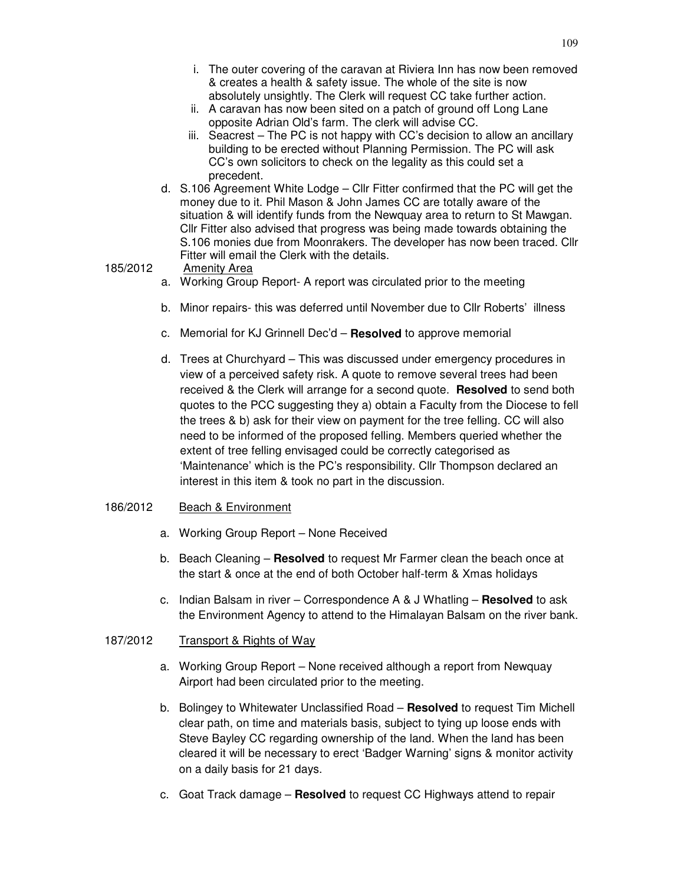i. The outer covering of the caravan at Riviera Inn has now been removed & creates a health & safety issue. The whole of the site is now absolutely unsightly. The Clerk will request CC take further action.
   ii. A caravan has now been sited on a patch of ground off Long Lane opposite Adrian Old's farm. The clerk will advise CC.
   iii. Seacrest – The PC is not happy with CC's decision to allow an ancillary building to be erected without Planning Permission. The PC will ask CC's own solicitors to check on the legality as this could set a precedent.

d. S.106 Agreement White Lodge – Cllr Fitter confirmed that the PC will get the money due to it. Phil Mason & John James CC are totally aware of the situation & will identify funds from the Newquay area to return to St Mawgan. Cllr Fitter also advised that progress was being made towards obtaining the S.106 monies due from Moonrakers. The developer has now been traced. Cllr Fitter will email the Clerk with the details.

185/2012 Amenity Area

a. Working Group Report- A report was circulated prior to the meeting

b. Minor repairs- this was deferred until November due to Cllr Roberts' illness

c. Memorial for KJ Grinnell Dec'd – **Resolved** to approve memorial

d. Trees at Churchyard – This was discussed under emergency procedures in view of a perceived safety risk. A quote to remove several trees had been received & the Clerk will arrange for a second quote. **Resolved** to send both quotes to the PCC suggesting they a) obtain a Faculty from the Diocese to fell the trees & b) ask for their view on payment for the tree felling. CC will also need to be informed of the proposed felling. Members queried whether the extent of tree felling envisaged could be correctly categorised as 'Maintenance' which is the PC's responsibility. Cllr Thompson declared an interest in this item & took no part in the discussion.

186/2012 Beach & Environment

a. Working Group Report – None Received

b. Beach Cleaning – **Resolved** to request Mr Farmer clean the beach once at the start & once at the end of both October half-term & Xmas holidays

c. Indian Balsam in river – Correspondence A & J Whatling – **Resolved** to ask the Environment Agency to attend to the Himalayan Balsam on the river bank.

187/2012 Transport & Rights of Way

a. Working Group Report – None received although a report from Newquay Airport had been circulated prior to the meeting.

b. Bolingey to Whitewater Unclassified Road – **Resolved** to request Tim Michell clear path, on time and materials basis, subject to tying up loose ends with Steve Bayley CC regarding ownership of the land. When the land has been cleared it will be necessary to erect 'Badger Warning' signs & monitor activity on a daily basis for 21 days.

c. Goat Track damage – **Resolved** to request CC Highways attend to repair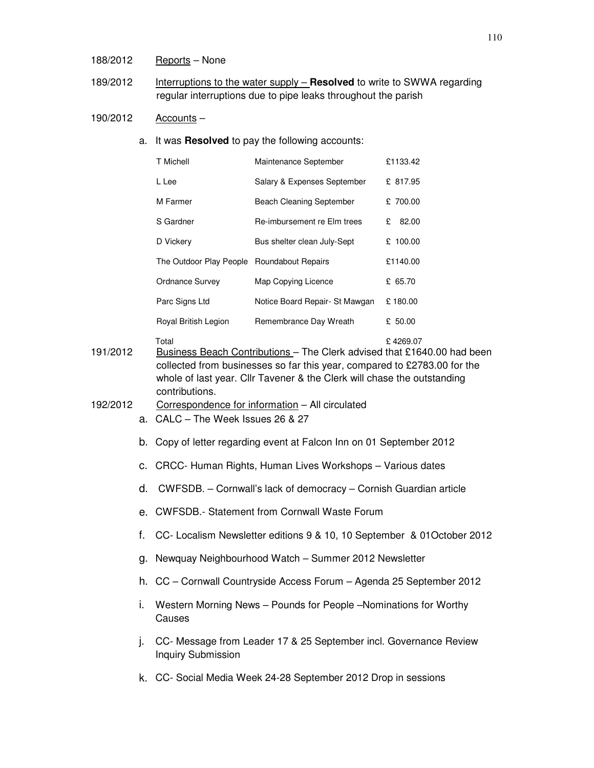188/2012 Reports – None

189/2012 Interruptions to the water supply – **Resolved** to write to SWWA regarding regular interruptions due to pipe leaks throughout the parish

190/2012 Accounts –

a. It was **Resolved** to pay the following accounts:

| | | |
|---|---|---|
| T Michell | Maintenance September | £1133.42 |
| L Lee | Salary & Expenses September | £ 817.95 |
| M Farmer | Beach Cleaning September | £ 700.00 |
| S Gardner | Re-imbursement re Elm trees | £ 82.00 |
| D Vickery | Bus shelter clean July-Sept | £ 100.00 |
| The Outdoor Play People | Roundabout Repairs | £1140.00 |
| Ordnance Survey | Map Copying Licence | £ 65.70 |
| Parc Signs Ltd | Notice Board Repair- St Mawgan | £ 180.00 |
| Royal British Legion | Remembrance Day Wreath | £ 50.00 |
| Total | | £ 4269.07 |

191/2012 Business Beach Contributions – The Clerk advised that £1640.00 had been collected from businesses so far this year, compared to £2783.00 for the whole of last year. Cllr Tavener & the Clerk will chase the outstanding contributions.

192/2012 Correspondence for information – All circulated

a. CALC – The Week Issues 26 & 27

b. Copy of letter regarding event at Falcon Inn on 01 September 2012

c. CRCC- Human Rights, Human Lives Workshops – Various dates

d. CWFSDB. – Cornwall's lack of democracy – Cornish Guardian article

e. CWFSDB.- Statement from Cornwall Waste Forum

f. CC- Localism Newsletter editions 9 & 10, 10 September & 01October 2012

g. Newquay Neighbourhood Watch – Summer 2012 Newsletter

h. CC – Cornwall Countryside Access Forum – Agenda 25 September 2012

i. Western Morning News – Pounds for People –Nominations for Worthy Causes

j. CC- Message from Leader 17 & 25 September incl. Governance Review Inquiry Submission

k. CC- Social Media Week 24-28 September 2012 Drop in sessions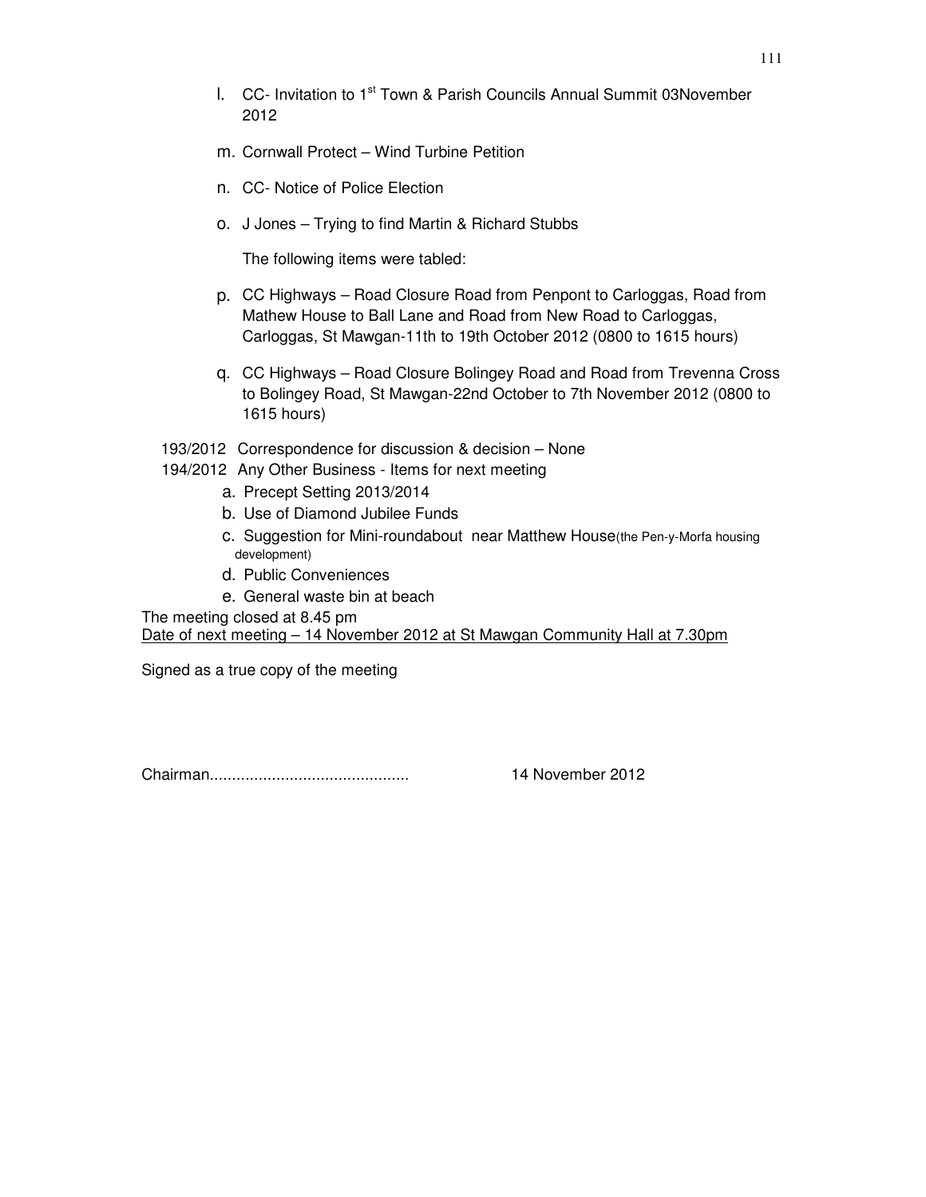l. CC- Invitation to 1st Town & Parish Councils Annual Summit 03November 2012

m. Cornwall Protect – Wind Turbine Petition

n. CC- Notice of Police Election

o. J Jones – Trying to find Martin & Richard Stubbs

The following items were tabled:

p. CC Highways – Road Closure Road from Penpont to Carloggas, Road from Mathew House to Ball Lane and Road from New Road to Carloggas, Carloggas, St Mawgan-11th to 19th October 2012 (0800 to 1615 hours)

q. CC Highways – Road Closure Bolingey Road and Road from Trevenna Cross to Bolingey Road, St Mawgan-22nd October to 7th November 2012 (0800 to 1615 hours)

193/2012 Correspondence for discussion & decision – None

194/2012 Any Other Business - Items for next meeting

a. Precept Setting 2013/2014
b. Use of Diamond Jubilee Funds
c. Suggestion for Mini-roundabout near Matthew House(the Pen-y-Morfa housing development)
d. Public Conveniences
e. General waste bin at beach

The meeting closed at 8.45 pm

Date of next meeting – 14 November 2012 at St Mawgan Community Hall at 7.30pm

Signed as a true copy of the meeting

Chairman............................................ 14 November 2012